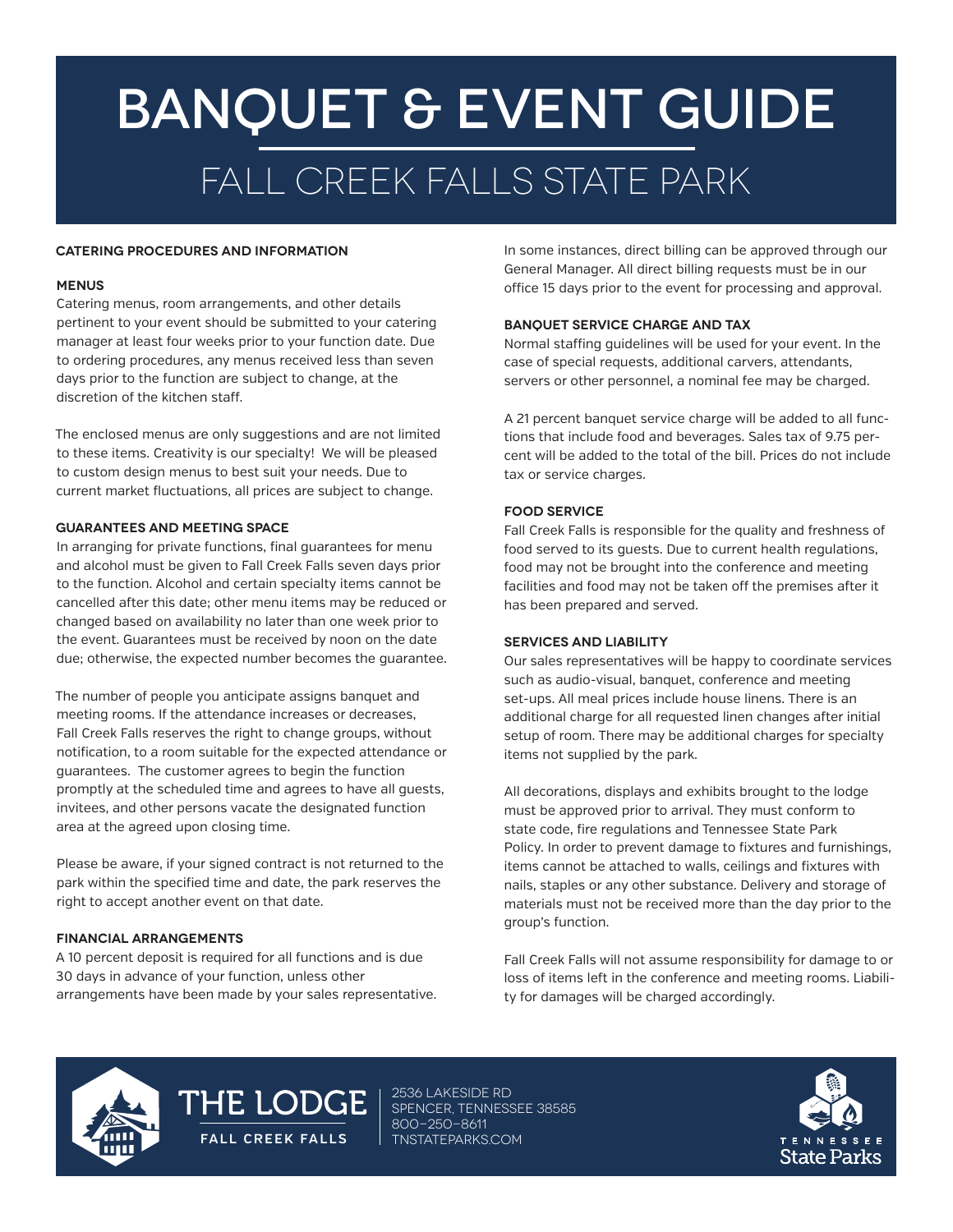# BANQUET & EVENT GUIDE

## FALL CREEK FALLS STATE PARK

### CATERING PROCEDURES AND INFORMATION

#### MENUS

Catering menus, room arrangements, and other details pertinent to your event should be submitted to your catering manager at least four weeks prior to your function date. Due to ordering procedures, any menus received less than seven days prior to the function are subject to change, at the discretion of the kitchen staff.

The enclosed menus are only suggestions and are not limited to these items. Creativity is our specialty! We will be pleased to custom design menus to best suit your needs. Due to current market fluctuations, all prices are subject to change.

#### GUARANTEES AND MEETING SPACE

In arranging for private functions, final guarantees for menu and alcohol must be given to Fall Creek Falls seven days prior to the function. Alcohol and certain specialty items cannot be cancelled after this date; other menu items may be reduced or changed based on availability no later than one week prior to the event. Guarantees must be received by noon on the date due; otherwise, the expected number becomes the guarantee.

The number of people you anticipate assigns banquet and meeting rooms. If the attendance increases or decreases, Fall Creek Falls reserves the right to change groups, without notification, to a room suitable for the expected attendance or guarantees. The customer agrees to begin the function promptly at the scheduled time and agrees to have all guests, invitees, and other persons vacate the designated function area at the agreed upon closing time.

Please be aware, if your signed contract is not returned to the park within the specified time and date, the park reserves the right to accept another event on that date.

#### FINANCIAL ARRANGEMENTS

A 10 percent deposit is required for all functions and is due 30 days in advance of your function, unless other arrangements have been made by your sales representative.

In some instances, direct billing can be approved through our General Manager. All direct billing requests must be in our office 15 days prior to the event for processing and approval.

#### BANQUET SERVICE CHARGE AND TAX

Normal staffing guidelines will be used for your event. In the case of special requests, additional carvers, attendants, servers or other personnel, a nominal fee may be charged.

A 21 percent banquet service charge will be added to all functions that include food and beverages. Sales tax of 9.75 percent will be added to the total of the bill. Prices do not include tax or service charges.

#### FOOD SERVICE

Fall Creek Falls is responsible for the quality and freshness of food served to its guests. Due to current health regulations, food may not be brought into the conference and meeting facilities and food may not be taken off the premises after it has been prepared and served.

#### SERVICES AND LIABILITY

Our sales representatives will be happy to coordinate services such as audio-visual, banquet, conference and meeting set-ups. All meal prices include house linens. There is an additional charge for all requested linen changes after initial setup of room. There may be additional charges for specialty items not supplied by the park.

All decorations, displays and exhibits brought to the lodge must be approved prior to arrival. They must conform to state code, fire regulations and Tennessee State Park Policy. In order to prevent damage to fixtures and furnishings, items cannot be attached to walls, ceilings and fixtures with nails, staples or any other substance. Delivery and storage of materials must not be received more than the day prior to the group's function.

Fall Creek Falls will not assume responsibility for damage to or loss of items left in the conference and meeting rooms. Liability for damages will be charged accordingly.

THE LODGE
FALL CREEK FALLS

2536 LAKESIDE RD
SPENCER, TENNESSEE 38585
800-250-8611
TNSTATEPARKS.COM

TENNESSEE State Parks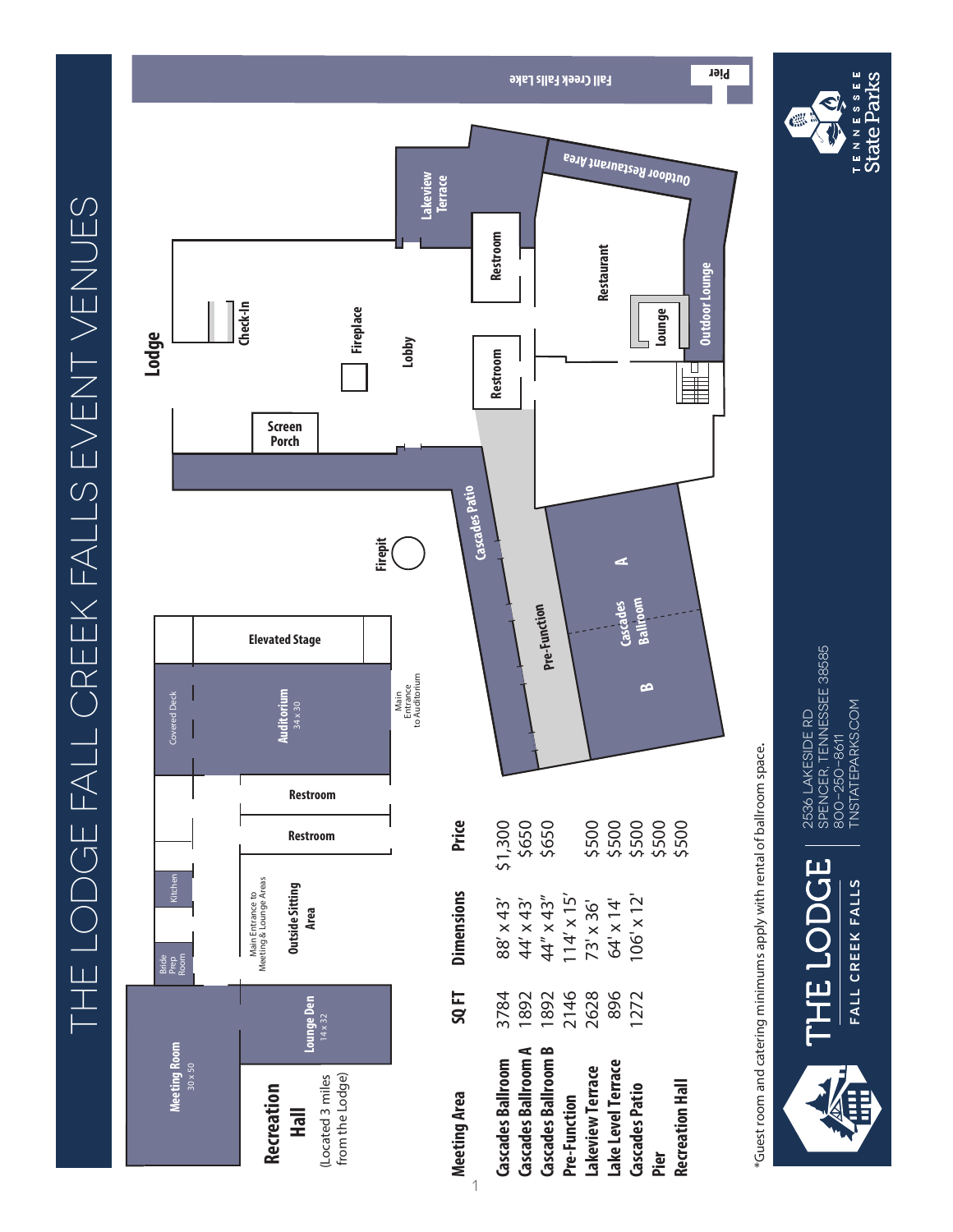# THE LODGE FALL CREEK FALLS EVENT VENUES

Recreation Hall
(Located 3 miles from the Lodge)

Meeting Room 30 x 50

Lounge Den 14 x 32

Bride Prep Room

Kitchen

Main Entrance to Meeting & Lounge Areas

Outside Sitting Area

Restroom

Restroom

Covered Deck

Auditorium 34 x 30

Main Entrance to Auditorium

Elevated Stage

Firepit

Lodge

Screen Porch

Check-In

Fireplace

Lobby

Restroom

Restroom

Restaurant

Lounge

Outdoor Lounge

Outdoor Restaurant Area

Lakeview Terrace

Cascades Patio

Pre-Function

Cascades Ballroom A

Cascades Ballroom B

Fall Creek Falls Lake

Pier

| Meeting Area | SQ FT | Dimensions | Price |
|---|---|---|---|
| Cascades Ballroom | 3784 | 88' x 43' | $1,300 |
| Cascades Ballroom A | 1892 | 44' x 43' | $650 |
| Cascades Ballroom B | 1892 | 44" x 43" | $650 |
| Pre-Function | 2146 | 114' x 15' | |
| Lakeview Terrace | 2628 | 73' x 36' | $500 |
| Lake Level Terrace | 896 | 64' x 14' | $500 |
| Cascades Patio | 1272 | 106' x 12' | $500 |
| Pier | | | $500 |
| Recreation Hall | | | $500 |

*Guest room and catering minimums apply with rental of ballroom space.

THE LODGE
FALL CREEK FALLS

2536 LAKESIDE RD
SPENCER, TENNESSEE 38585
800-250-8611
TNSTATEPARKS.COM

TENNESSEE State Parks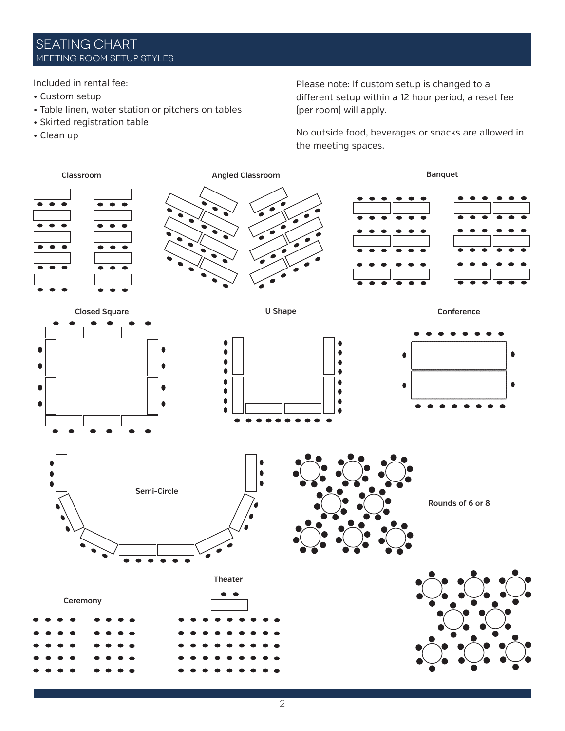# SEATING CHART

## MEETING ROOM SETUP STYLES

Included in rental fee:

- Custom setup
- Table linen, water station or pitchers on tables
- Skirted registration table
- Clean up

Please note: If custom setup is changed to a different setup within a 12 hour period, a reset fee (per room) will apply.

No outside food, beverages or snacks are allowed in the meeting spaces.

**Classroom**

**Angled Classroom**

**Banquet**

**Closed Square**

**U Shape**

**Conference**

**Semi-Circle**

**Rounds of 6 or 8**

**Ceremony**

**Theater**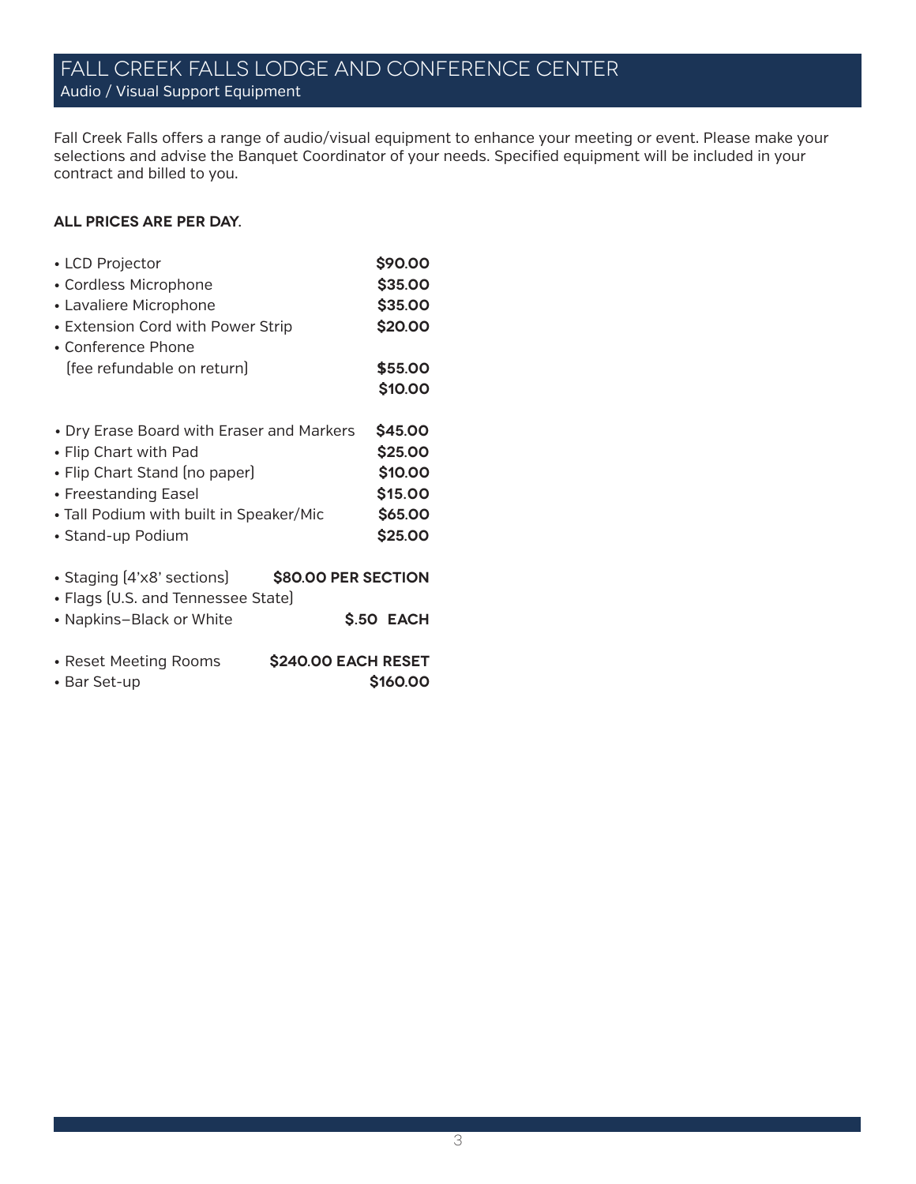# FALL CREEK FALLS LODGE AND CONFERENCE CENTER

## Audio / Visual Support Equipment

Fall Creek Falls offers a range of audio/visual equipment to enhance your meeting or event. Please make your selections and advise the Banquet Coordinator of your needs. Specified equipment will be included in your contract and billed to you.

**ALL PRICES ARE PER DAY.**

- LCD Projector **$90.00**
- Cordless Microphone **$35.00**
- Lavaliere Microphone **$35.00**
- Extension Cord with Power Strip **$20.00**
- Conference Phone (fee refundable on return) **$55.00** **$10.00**

- Dry Erase Board with Eraser and Markers **$45.00**
- Flip Chart with Pad **$25.00**
- Flip Chart Stand (no paper) **$10.00**
- Freestanding Easel **$15.00**
- Tall Podium with built in Speaker/Mic **$65.00**
- Stand-up Podium **$25.00**

- Staging (4'x8' sections) **$80.00 PER SECTION**
- Flags (U.S. and Tennessee State)
- Napkins–Black or White **$.50 EACH**

- Reset Meeting Rooms **$240.00 EACH RESET**
- Bar Set-up **$160.00**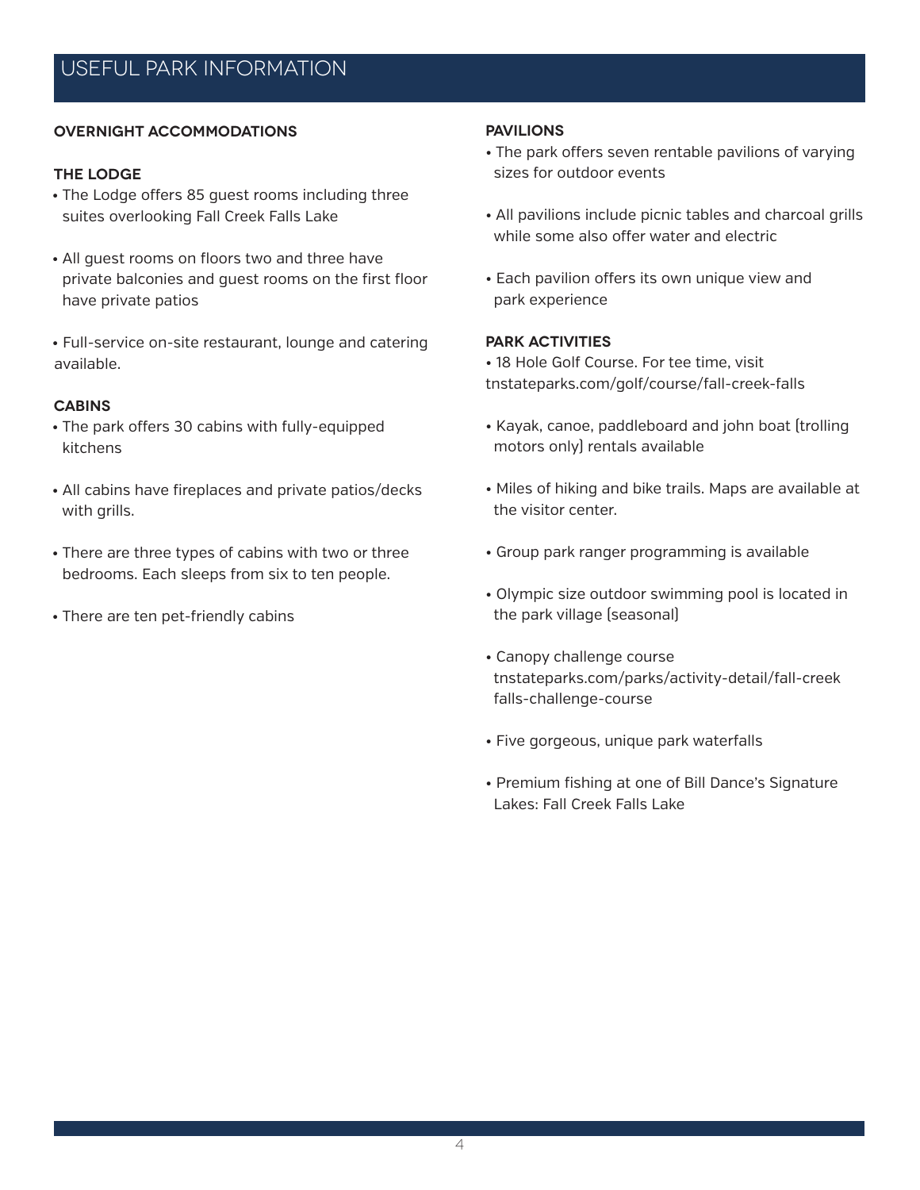# USEFUL PARK INFORMATION

## OVERNIGHT ACCOMMODATIONS

### THE LODGE

- The Lodge offers 85 guest rooms including three suites overlooking Fall Creek Falls Lake
- All guest rooms on floors two and three have private balconies and guest rooms on the first floor have private patios
- Full-service on-site restaurant, lounge and catering available.

### CABINS

- The park offers 30 cabins with fully-equipped kitchens
- All cabins have fireplaces and private patios/decks with grills.
- There are three types of cabins with two or three bedrooms. Each sleeps from six to ten people.
- There are ten pet-friendly cabins

## PAVILIONS

- The park offers seven rentable pavilions of varying sizes for outdoor events
- All pavilions include picnic tables and charcoal grills while some also offer water and electric
- Each pavilion offers its own unique view and park experience

## PARK ACTIVITIES

- 18 Hole Golf Course. For tee time, visit tnstateparks.com/golf/course/fall-creek-falls
- Kayak, canoe, paddleboard and john boat (trolling motors only) rentals available
- Miles of hiking and bike trails. Maps are available at the visitor center.
- Group park ranger programming is available
- Olympic size outdoor swimming pool is located in the park village (seasonal)
- Canopy challenge course tnstateparks.com/parks/activity-detail/fall-creek falls-challenge-course
- Five gorgeous, unique park waterfalls
- Premium fishing at one of Bill Dance's Signature Lakes: Fall Creek Falls Lake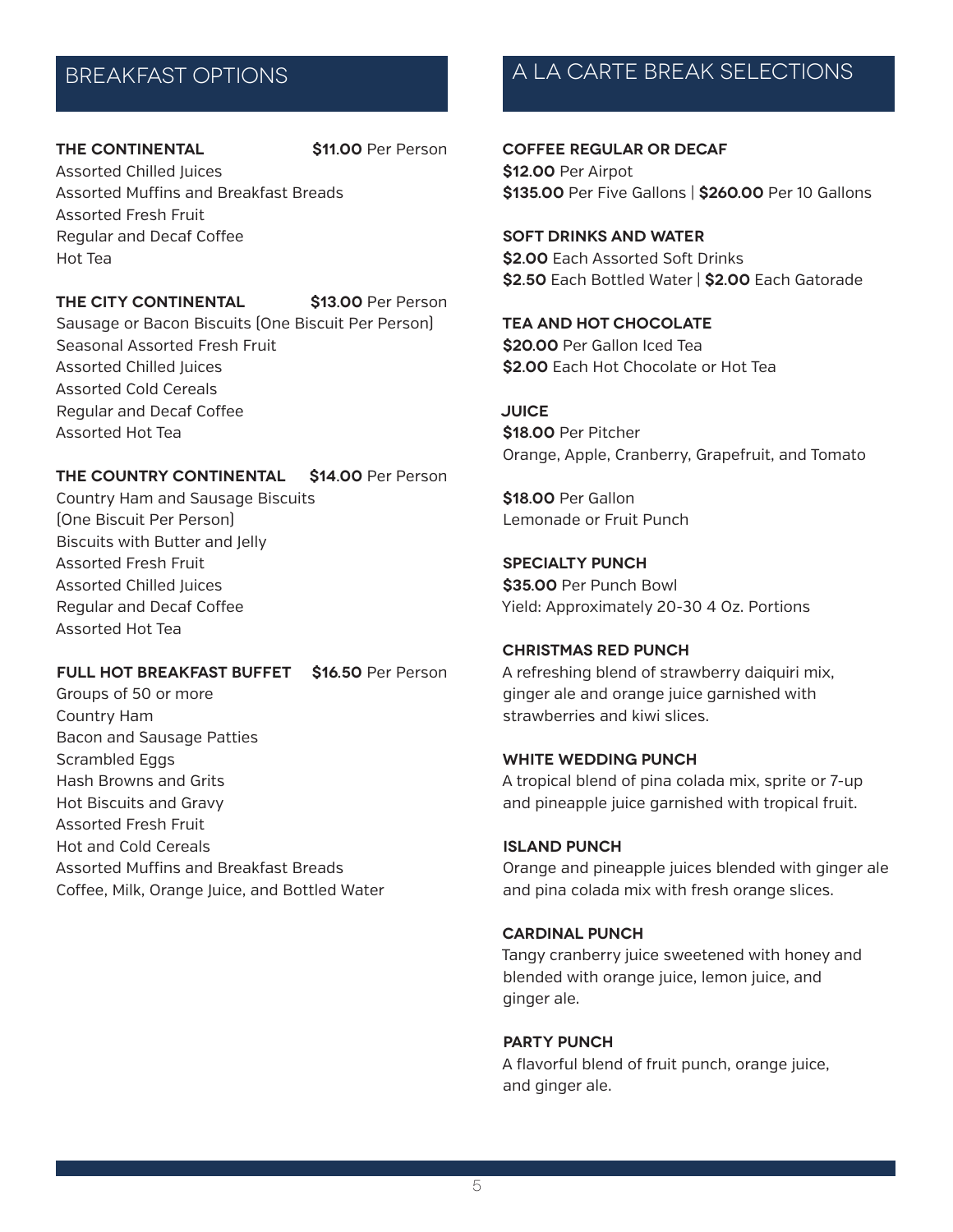## BREAKFAST OPTIONS

**THE CONTINENTAL** **$11.00** Per Person
Assorted Chilled Juices
Assorted Muffins and Breakfast Breads
Assorted Fresh Fruit
Regular and Decaf Coffee
Hot Tea

**THE CITY CONTINENTAL** **$13.00** Per Person
Sausage or Bacon Biscuits (One Biscuit Per Person)
Seasonal Assorted Fresh Fruit
Assorted Chilled Juices
Assorted Cold Cereals
Regular and Decaf Coffee
Assorted Hot Tea

**THE COUNTRY CONTINENTAL** **$14.00** Per Person
Country Ham and Sausage Biscuits
(One Biscuit Per Person)
Biscuits with Butter and Jelly
Assorted Fresh Fruit
Assorted Chilled Juices
Regular and Decaf Coffee
Assorted Hot Tea

**FULL HOT BREAKFAST BUFFET** **$16.50** Per Person
Groups of 50 or more
Country Ham
Bacon and Sausage Patties
Scrambled Eggs
Hash Browns and Grits
Hot Biscuits and Gravy
Assorted Fresh Fruit
Hot and Cold Cereals
Assorted Muffins and Breakfast Breads
Coffee, Milk, Orange Juice, and Bottled Water

## A LA CARTE BREAK SELECTIONS

**COFFEE REGULAR OR DECAF**
**$12.00** Per Airpot
**$135.00** Per Five Gallons | **$260.00** Per 10 Gallons

**SOFT DRINKS AND WATER**
**$2.00** Each Assorted Soft Drinks
**$2.50** Each Bottled Water | **$2.00** Each Gatorade

**TEA AND HOT CHOCOLATE**
**$20.00** Per Gallon Iced Tea
**$2.00** Each Hot Chocolate or Hot Tea

**JUICE**
**$18.00** Per Pitcher
Orange, Apple, Cranberry, Grapefruit, and Tomato

**$18.00** Per Gallon
Lemonade or Fruit Punch

**SPECIALTY PUNCH**
**$35.00** Per Punch Bowl
Yield: Approximately 20-30 4 Oz. Portions

**CHRISTMAS RED PUNCH**
A refreshing blend of strawberry daiquiri mix, ginger ale and orange juice garnished with strawberries and kiwi slices.

**WHITE WEDDING PUNCH**
A tropical blend of pina colada mix, sprite or 7-up and pineapple juice garnished with tropical fruit.

**ISLAND PUNCH**
Orange and pineapple juices blended with ginger ale and pina colada mix with fresh orange slices.

**CARDINAL PUNCH**
Tangy cranberry juice sweetened with honey and blended with orange juice, lemon juice, and ginger ale.

**PARTY PUNCH**
A flavorful blend of fruit punch, orange juice, and ginger ale.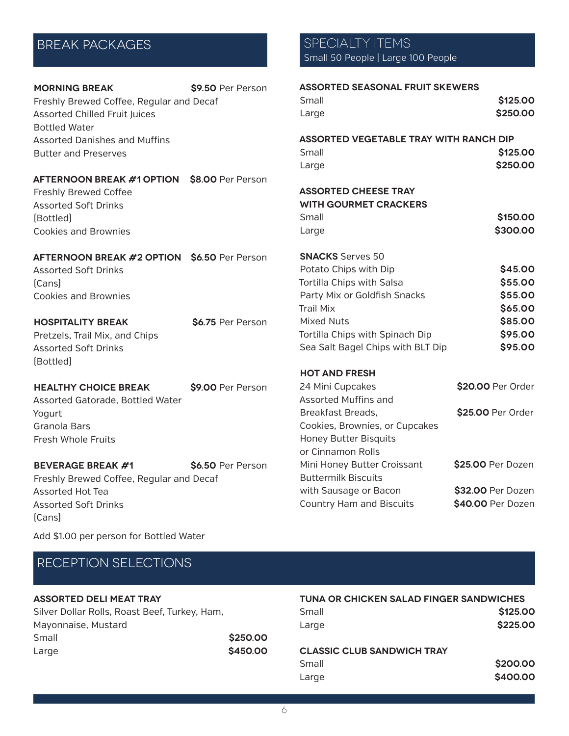## BREAK PACKAGES

**MORNING BREAK** **$9.50** Per Person

Freshly Brewed Coffee, Regular and Decaf
Assorted Chilled Fruit Juices
Bottled Water
Assorted Danishes and Muffins
Butter and Preserves

**AFTERNOON BREAK #1 OPTION** **$8.00** Per Person

Freshly Brewed Coffee
Assorted Soft Drinks
(Bottled)
Cookies and Brownies

**AFTERNOON BREAK #2 OPTION** **$6.50** Per Person

Assorted Soft Drinks
(Cans)
Cookies and Brownies

**HOSPITALITY BREAK** **$6.75** Per Person

Pretzels, Trail Mix, and Chips
Assorted Soft Drinks
(Bottled)

**HEALTHY CHOICE BREAK** **$9.00** Per Person

Assorted Gatorade, Bottled Water
Yogurt
Granola Bars
Fresh Whole Fruits

**BEVERAGE BREAK #1** **$6.50** Per Person

Freshly Brewed Coffee, Regular and Decaf
Assorted Hot Tea
Assorted Soft Drinks
(Cans)

Add $1.00 per person for Bottled Water

## SPECIALTY ITEMS

Small 50 People | Large 100 People

**ASSORTED SEASONAL FRUIT SKEWERS**

| | |
|---|---|
| Small | **$125.00** |
| Large | **$250.00** |

**ASSORTED VEGETABLE TRAY WITH RANCH DIP**

| | |
|---|---|
| Small | **$125.00** |
| Large | **$250.00** |

**ASSORTED CHEESE TRAY WITH GOURMET CRACKERS**

| | |
|---|---|
| Small | **$150.00** |
| Large | **$300.00** |

**SNACKS** Serves 50

| | |
|---|---|
| Potato Chips with Dip | **$45.00** |
| Tortilla Chips with Salsa | **$55.00** |
| Party Mix or Goldfish Snacks | **$55.00** |
| Trail Mix | **$65.00** |
| Mixed Nuts | **$85.00** |
| Tortilla Chips with Spinach Dip | **$95.00** |
| Sea Salt Bagel Chips with BLT Dip | **$95.00** |

**HOT AND FRESH**

| | |
|---|---|
| 24 Mini Cupcakes | **$20.00** Per Order |
| Assorted Muffins and Breakfast Breads, Cookies, Brownies, or Cupcakes Honey Butter Bisquits or Cinnamon Rolls | **$25.00** Per Order |
| Mini Honey Butter Croissant | **$25.00** Per Dozen |
| Buttermilk Biscuits with Sausage or Bacon | **$32.00** Per Dozen |
| Country Ham and Biscuits | **$40.00** Per Dozen |

## RECEPTION SELECTIONS

**ASSORTED DELI MEAT TRAY**

Silver Dollar Rolls, Roast Beef, Turkey, Ham, Mayonnaise, Mustard

| | |
|---|---|
| Small | **$250.00** |
| Large | **$450.00** |

**TUNA OR CHICKEN SALAD FINGER SANDWICHES**

| | |
|---|---|
| Small | **$125.00** |
| Large | **$225.00** |

**CLASSIC CLUB SANDWICH TRAY**

| | |
|---|---|
| Small | **$200.00** |
| Large | **$400.00** |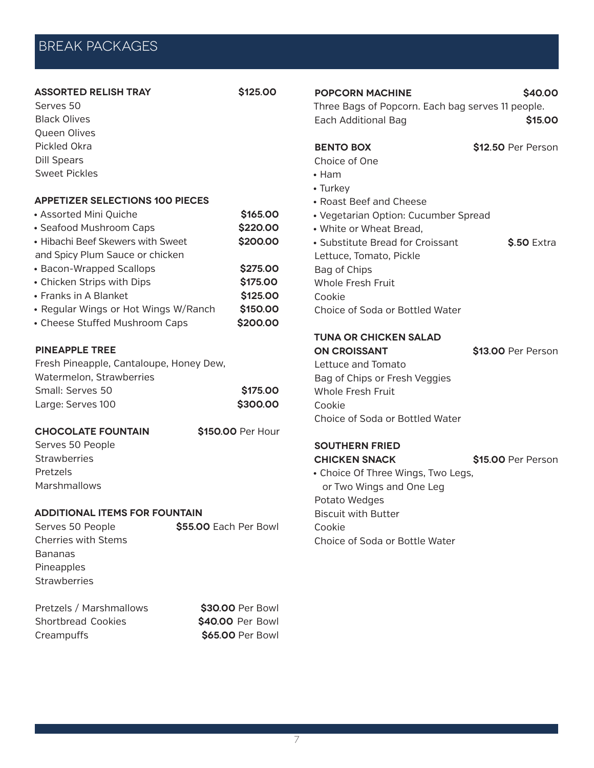# BREAK PACKAGES

## ASSORTED RELISH TRAY — $125.00

Serves 50
Black Olives
Queen Olives
Pickled Okra
Dill Spears
Sweet Pickles

## APPETIZER SELECTIONS 100 PIECES

| Item | Price |
|---|---|
| • Assorted Mini Quiche | $165.00 |
| • Seafood Mushroom Caps | $220.00 |
| • Hibachi Beef Skewers with Sweet and Spicy Plum Sauce or chicken | $200.00 |
| • Bacon-Wrapped Scallops | $275.00 |
| • Chicken Strips with Dips | $175.00 |
| • Franks in A Blanket | $125.00 |
| • Regular Wings or Hot Wings W/Ranch | $150.00 |
| • Cheese Stuffed Mushroom Caps | $200.00 |

## PINEAPPLE TREE

Fresh Pineapple, Cantaloupe, Honey Dew, Watermelon, Strawberries

| Size | Price |
|---|---|
| Small: Serves 50 | $175.00 |
| Large: Serves 100 | $300.00 |

## CHOCOLATE FOUNTAIN — $150.00 Per Hour

Serves 50 People
Strawberries
Pretzels
Marshmallows

## ADDITIONAL ITEMS FOR FOUNTAIN

Serves 50 People — **$55.00** Each Per Bowl
Cherries with Stems
Bananas
Pineapples
Strawberries

| Item | Price |
|---|---|
| Pretzels / Marshmallows | **$30.00** Per Bowl |
| Shortbread Cookies | **$40.00** Per Bowl |
| Creampuffs | **$65.00** Per Bowl |

## POPCORN MACHINE — $40.00

Three Bags of Popcorn. Each bag serves 11 people.
Each Additional Bag — **$15.00**

## BENTO BOX — $12.50 Per Person

Choice of One
- Ham
- Turkey
- Roast Beef and Cheese
- Vegetarian Option: Cucumber Spread
- White or Wheat Bread,
- Substitute Bread for Croissant — **$.50** Extra

Lettuce, Tomato, Pickle
Bag of Chips
Whole Fresh Fruit
Cookie
Choice of Soda or Bottled Water

## TUNA OR CHICKEN SALAD ON CROISSANT — $13.00 Per Person

Lettuce and Tomato
Bag of Chips or Fresh Veggies
Whole Fresh Fruit
Cookie
Choice of Soda or Bottled Water

## SOUTHERN FRIED CHICKEN SNACK — $15.00 Per Person

- Choice Of Three Wings, Two Legs, or Two Wings and One Leg

Potato Wedges
Biscuit with Butter
Cookie
Choice of Soda or Bottle Water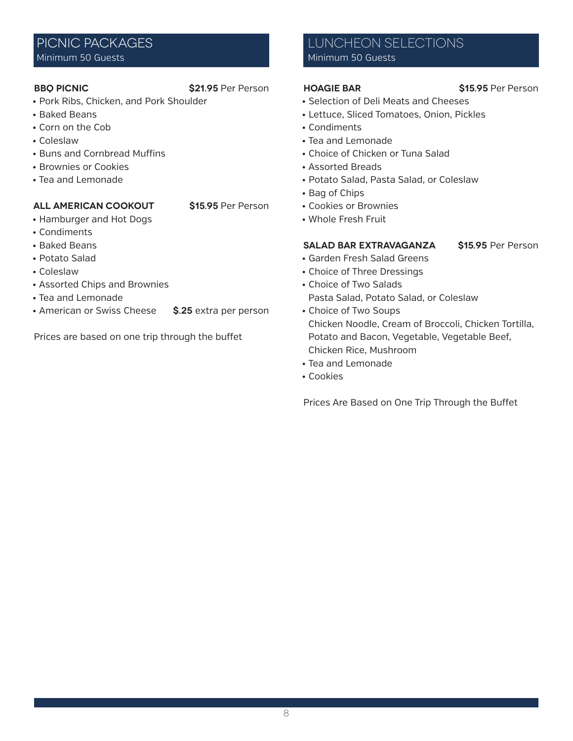## PICNIC PACKAGES

Minimum 50 Guests

### BBQ PICNIC — **$21.95** Per Person

- Pork Ribs, Chicken, and Pork Shoulder
- Baked Beans
- Corn on the Cob
- Coleslaw
- Buns and Cornbread Muffins
- Brownies or Cookies
- Tea and Lemonade

### ALL AMERICAN COOKOUT — **$15.95** Per Person

- Hamburger and Hot Dogs
- Condiments
- Baked Beans
- Potato Salad
- Coleslaw
- Assorted Chips and Brownies
- Tea and Lemonade
- American or Swiss Cheese — **$.25** extra per person

Prices are based on one trip through the buffet

## LUNCHEON SELECTIONS

Minimum 50 Guests

### HOAGIE BAR — **$15.95** Per Person

- Selection of Deli Meats and Cheeses
- Lettuce, Sliced Tomatoes, Onion, Pickles
- Condiments
- Tea and Lemonade
- Choice of Chicken or Tuna Salad
- Assorted Breads
- Potato Salad, Pasta Salad, or Coleslaw
- Bag of Chips
- Cookies or Brownies
- Whole Fresh Fruit

### SALAD BAR EXTRAVAGANZA — **$15.95** Per Person

- Garden Fresh Salad Greens
- Choice of Three Dressings
- Choice of Two Salads
  Pasta Salad, Potato Salad, or Coleslaw
- Choice of Two Soups
  Chicken Noodle, Cream of Broccoli, Chicken Tortilla, Potato and Bacon, Vegetable, Vegetable Beef, Chicken Rice, Mushroom
- Tea and Lemonade
- Cookies

Prices Are Based on One Trip Through the Buffet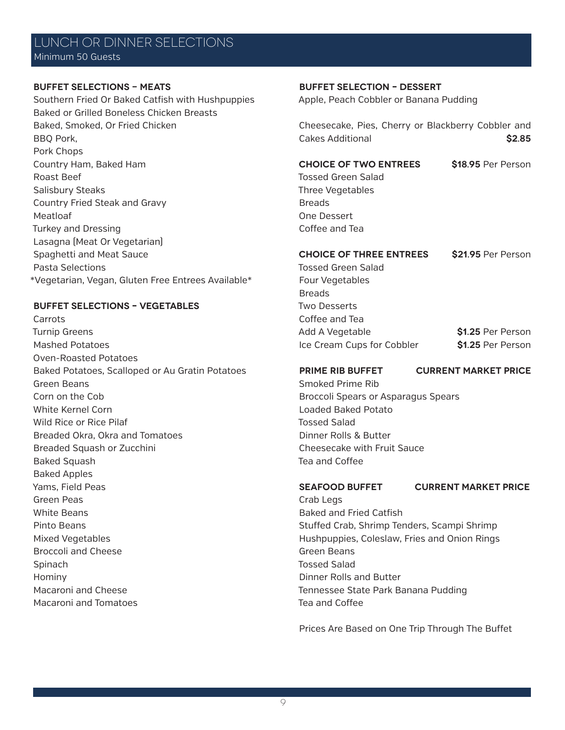# LUNCH OR DINNER SELECTIONS

Minimum 50 Guests

## BUFFET SELECTIONS – MEATS

Southern Fried Or Baked Catfish with Hushpuppies
Baked or Grilled Boneless Chicken Breasts
Baked, Smoked, Or Fried Chicken
BBQ Pork,
Pork Chops
Country Ham, Baked Ham
Roast Beef
Salisbury Steaks
Country Fried Steak and Gravy
Meatloaf
Turkey and Dressing
Lasagna (Meat Or Vegetarian)
Spaghetti and Meat Sauce
Pasta Selections
*Vegetarian, Vegan, Gluten Free Entrees Available*

## BUFFET SELECTIONS – VEGETABLES

Carrots
Turnip Greens
Mashed Potatoes
Oven-Roasted Potatoes
Baked Potatoes, Scalloped or Au Gratin Potatoes
Green Beans
Corn on the Cob
White Kernel Corn
Wild Rice or Rice Pilaf
Breaded Okra, Okra and Tomatoes
Breaded Squash or Zucchini
Baked Squash
Baked Apples
Yams, Field Peas
Green Peas
White Beans
Pinto Beans
Mixed Vegetables
Broccoli and Cheese
Spinach
Hominy
Macaroni and Cheese
Macaroni and Tomatoes

## BUFFET SELECTION – DESSERT

Apple, Peach Cobbler or Banana Pudding

Cheesecake, Pies, Cherry or Blackberry Cobbler and Cakes Additional **$2.85**

## CHOICE OF TWO ENTREES — **$18.95** Per Person

Tossed Green Salad
Three Vegetables
Breads
One Dessert
Coffee and Tea

## CHOICE OF THREE ENTREES — **$21.95** Per Person

Tossed Green Salad
Four Vegetables
Breads
Two Desserts
Coffee and Tea
Add A Vegetable — **$1.25** Per Person
Ice Cream Cups for Cobbler — **$1.25** Per Person

## PRIME RIB BUFFET — CURRENT MARKET PRICE

Smoked Prime Rib
Broccoli Spears or Asparagus Spears
Loaded Baked Potato
Tossed Salad
Dinner Rolls & Butter
Cheesecake with Fruit Sauce
Tea and Coffee

## SEAFOOD BUFFET — CURRENT MARKET PRICE

Crab Legs
Baked and Fried Catfish
Stuffed Crab, Shrimp Tenders, Scampi Shrimp
Hushpuppies, Coleslaw, Fries and Onion Rings
Green Beans
Tossed Salad
Dinner Rolls and Butter
Tennessee State Park Banana Pudding
Tea and Coffee

Prices Are Based on One Trip Through The Buffet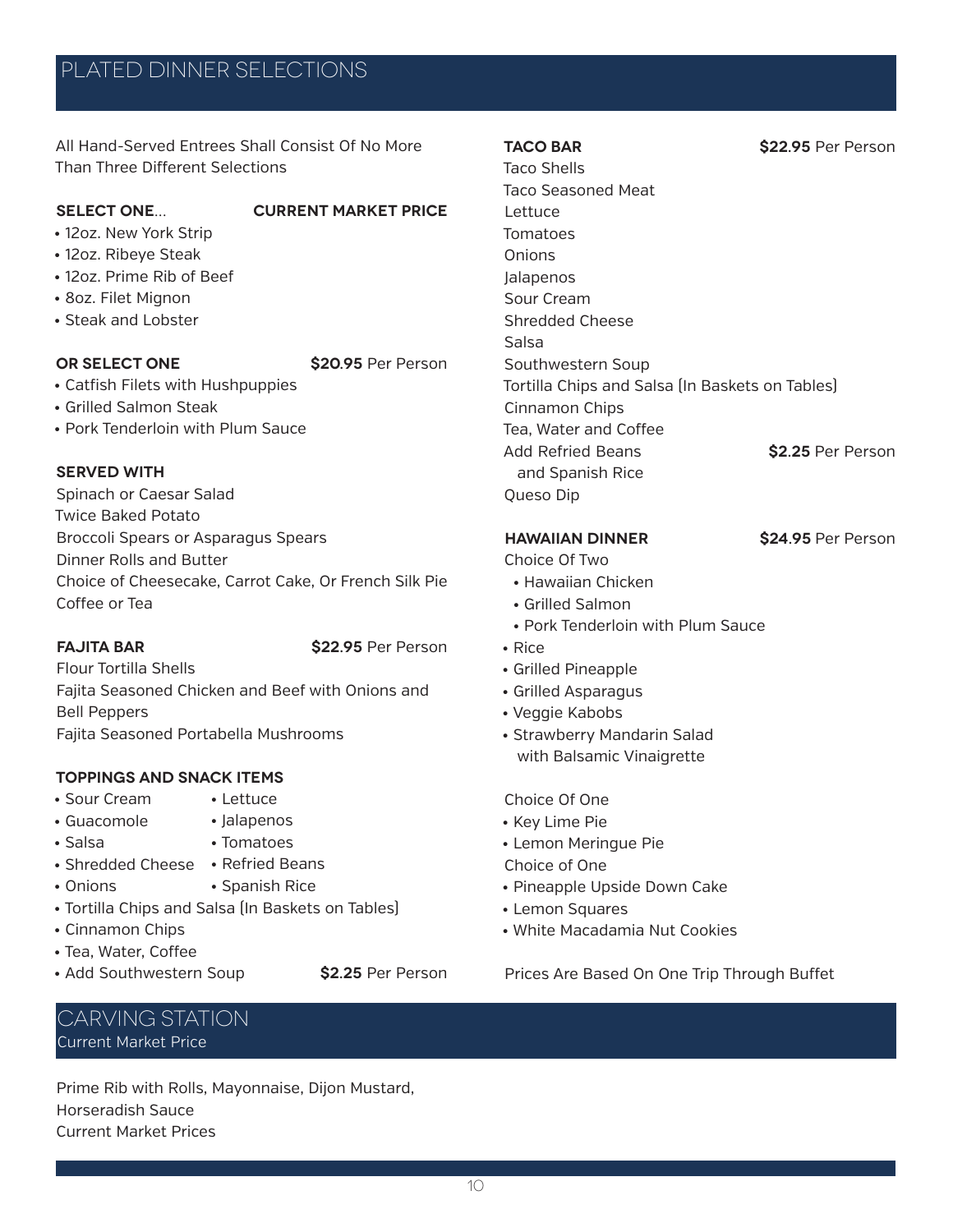## PLATED DINNER SELECTIONS

All Hand-Served Entrees Shall Consist Of No More Than Three Different Selections

**SELECT ONE**... **CURRENT MARKET PRICE**

- 12oz. New York Strip
- 12oz. Ribeye Steak
- 12oz. Prime Rib of Beef
- 8oz. Filet Mignon
- Steak and Lobster

**OR SELECT ONE** **$20.95** Per Person

- Catfish Filets with Hushpuppies
- Grilled Salmon Steak
- Pork Tenderloin with Plum Sauce

**SERVED WITH**

Spinach or Caesar Salad
Twice Baked Potato
Broccoli Spears or Asparagus Spears
Dinner Rolls and Butter
Choice of Cheesecake, Carrot Cake, Or French Silk Pie
Coffee or Tea

**FAJITA BAR** **$22.95** Per Person

Flour Tortilla Shells
Fajita Seasoned Chicken and Beef with Onions and Bell Peppers
Fajita Seasoned Portabella Mushrooms

**TOPPINGS AND SNACK ITEMS**

- Sour Cream
- Guacomole
- Salsa
- Shredded Cheese
- Onions
- Lettuce
- Jalapenos
- Tomatoes
- Refried Beans
- Spanish Rice
- Tortilla Chips and Salsa (In Baskets on Tables)
- Cinnamon Chips
- Tea, Water, Coffee
- Add Southwestern Soup **$2.25** Per Person

**TACO BAR** **$22.95** Per Person

Taco Shells
Taco Seasoned Meat
Lettuce
Tomatoes
Onions
Jalapenos
Sour Cream
Shredded Cheese
Salsa
Southwestern Soup
Tortilla Chips and Salsa (In Baskets on Tables)
Cinnamon Chips
Tea, Water and Coffee
Add Refried Beans and Spanish Rice **$2.25** Per Person
Queso Dip

**HAWAIIAN DINNER** **$24.95** Per Person

Choice Of Two

- Hawaiian Chicken
- Grilled Salmon
- Pork Tenderloin with Plum Sauce

- Rice
- Grilled Pineapple
- Grilled Asparagus
- Veggie Kabobs
- Strawberry Mandarin Salad with Balsamic Vinaigrette

Choice Of One

- Key Lime Pie
- Lemon Meringue Pie

Choice of One

- Pineapple Upside Down Cake
- Lemon Squares
- White Macadamia Nut Cookies

Prices Are Based On One Trip Through Buffet

## CARVING STATION

Current Market Price

Prime Rib with Rolls, Mayonnaise, Dijon Mustard, Horseradish Sauce
Current Market Prices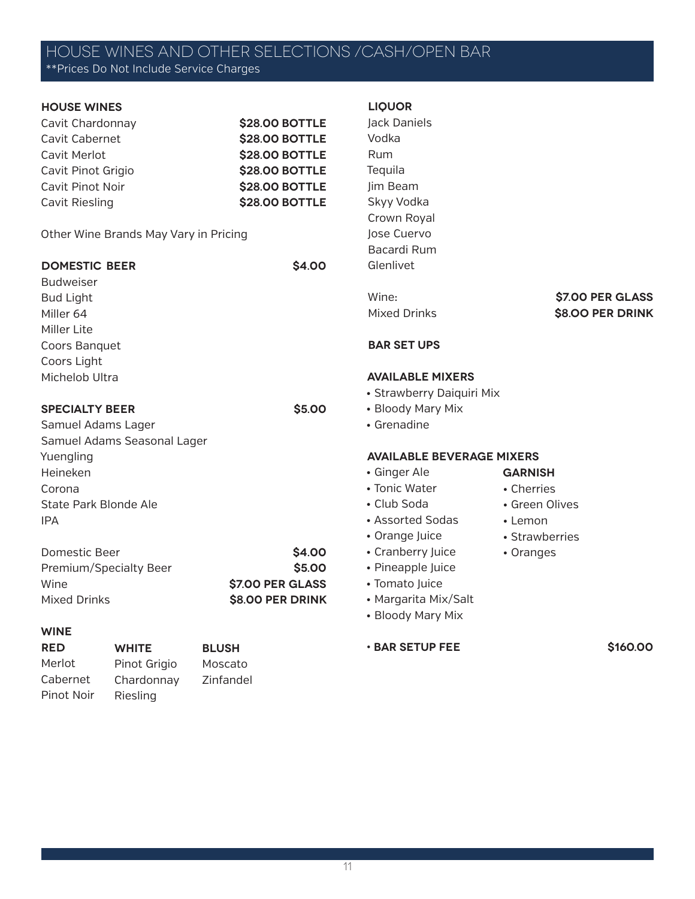# HOUSE WINES AND OTHER SELECTIONS /CASH/OPEN BAR

**Prices Do Not Include Service Charges

### HOUSE WINES

| | |
|---|---|
| Cavit Chardonnay | **$28.00 BOTTLE** |
| Cavit Cabernet | **$28.00 BOTTLE** |
| Cavit Merlot | **$28.00 BOTTLE** |
| Cavit Pinot Grigio | **$28.00 BOTTLE** |
| Cavit Pinot Noir | **$28.00 BOTTLE** |
| Cavit Riesling | **$28.00 BOTTLE** |

Other Wine Brands May Vary in Pricing

### DOMESTIC BEER — $4.00

Budweiser
Bud Light
Miller 64
Miller Lite
Coors Banquet
Coors Light
Michelob Ultra

### SPECIALTY BEER — $5.00

Samuel Adams Lager
Samuel Adams Seasonal Lager
Yuengling
Heineken
Corona
State Park Blonde Ale
IPA

| | |
|---|---|
| Domestic Beer | **$4.00** |
| Premium/Specialty Beer | **$5.00** |
| Wine | **$7.00 PER GLASS** |
| Mixed Drinks | **$8.00 PER DRINK** |

### WINE

| RED | WHITE | BLUSH |
|---|---|---|
| Merlot | Pinot Grigio | Moscato |
| Cabernet | Chardonnay | Zinfandel |
| Pinot Noir | Riesling | |

### LIQUOR

Jack Daniels
Vodka
Rum
Tequila
Jim Beam
Skyy Vodka
Crown Royal
Jose Cuervo
Bacardi Rum
Glenlivet

| | |
|---|---|
| Wine: | **$7.00 PER GLASS** |
| Mixed Drinks | **$8.00 PER DRINK** |

### BAR SET UPS

### AVAILABLE MIXERS

- Strawberry Daiquiri Mix
- Bloody Mary Mix
- Grenadine

### AVAILABLE BEVERAGE MIXERS

- Ginger Ale
- Tonic Water
- Club Soda
- Assorted Sodas
- Orange Juice
- Cranberry Juice
- Pineapple Juice
- Tomato Juice
- Margarita Mix/Salt
- Bloody Mary Mix

### GARNISH

- Cherries
- Green Olives
- Lemon
- Strawberries
- Oranges

- **BAR SETUP FEE** — **$160.00**